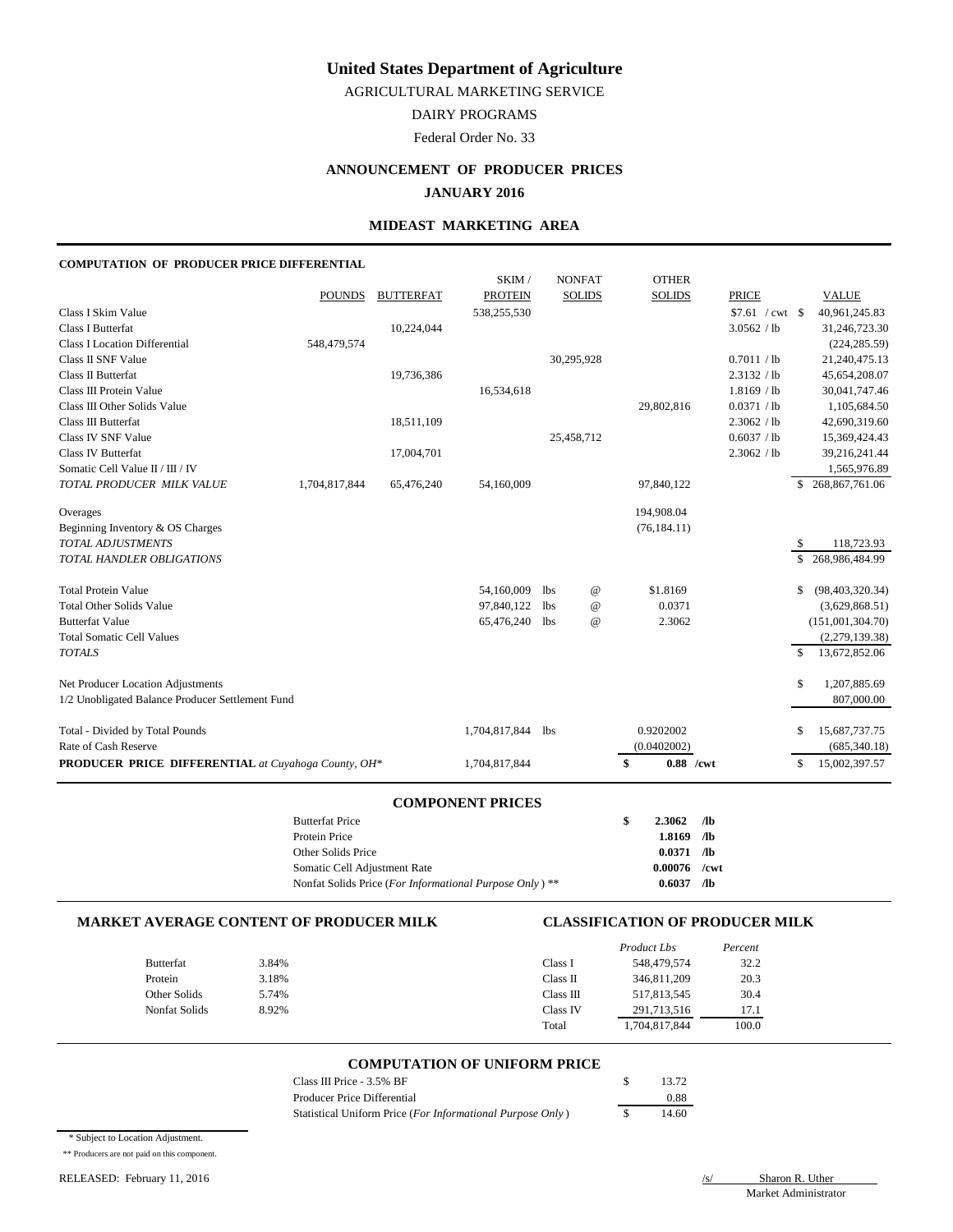# United States Department of Agriculture

AGRICULTURAL MARKETING SERVICE

DAIRY PROGRAMS

Federal Order No. 33

## ANNOUNCEMENT OF PRODUCER PRICES

## JANUARY 2016

### MIDEAST MARKETING AREA

**COMPUTATION OF PRODUCER PRICE DIFFERENTIAL**

| | POUNDS | BUTTERFAT | SKIM / PROTEIN | NONFAT SOLIDS | OTHER SOLIDS | PRICE | VALUE |
|---|---|---|---|---|---|---|---|
| Class I Skim Value | | | 538,255,530 | | | $7.61 / cwt | $ 40,961,245.83 |
| Class I Butterfat | | 10,224,044 | | | | 3.0562 / lb | 31,246,723.30 |
| Class I Location Differential | 548,479,574 | | | | | | (224,285.59) |
| Class II SNF Value | | | | 30,295,928 | | 0.7011 / lb | 21,240,475.13 |
| Class II Butterfat | | 19,736,386 | | | | 2.3132 / lb | 45,654,208.07 |
| Class III Protein Value | | | 16,534,618 | | | 1.8169 / lb | 30,041,747.46 |
| Class III Other Solids Value | | | | | 29,802,816 | 0.0371 / lb | 1,105,684.50 |
| Class III Butterfat | | 18,511,109 | | | | 2.3062 / lb | 42,690,319.60 |
| Class IV SNF Value | | | | 25,458,712 | | 0.6037 / lb | 15,369,424.43 |
| Class IV Butterfat | | 17,004,701 | | | | 2.3062 / lb | 39,216,241.44 |
| Somatic Cell Value II / III / IV | | | | | | | 1,565,976.89 |
| *TOTAL PRODUCER MILK VALUE* | 1,704,817,844 | 65,476,240 | 54,160,009 | | 97,840,122 | | $ 268,867,761.06 |
| Overages | | | | | 194,908.04 | | |
| Beginning Inventory & OS Charges | | | | | (76,184.11) | | |
| *TOTAL ADJUSTMENTS* | | | | | | | $ 118,723.93 |
| *TOTAL HANDLER OBLIGATIONS* | | | | | | | $ 268,986,484.99 |
| Total Protein Value | | | 54,160,009 | lbs @ | $1.8169 | | $ (98,403,320.34) |
| Total Other Solids Value | | | 97,840,122 | lbs @ | 0.0371 | | (3,629,868.51) |
| Butterfat Value | | | 65,476,240 | lbs @ | 2.3062 | | (151,001,304.70) |
| Total Somatic Cell Values | | | | | | | (2,279,139.38) |
| *TOTALS* | | | | | | | $ 13,672,852.06 |
| Net Producer Location Adjustments | | | | | | | $ 1,207,885.69 |
| 1/2 Unobligated Balance Producer Settlement Fund | | | | | | | 807,000.00 |
| Total - Divided by Total Pounds | | | 1,704,817,844 | lbs | 0.9202002 | | $ 15,687,737.75 |
| Rate of Cash Reserve | | | | | (0.0402002) | | (685,340.18) |
| **PRODUCER PRICE DIFFERENTIAL** *at Cuyahoga County, OH\** | | | 1,704,817,844 | | **$ 0.88 /cwt** | | $ 15,002,397.57 |

### COMPONENT PRICES

| | | |
|---|---|---|
| Butterfat Price | **$ 2.3062** | **/lb** |
| Protein Price | **1.8169** | **/lb** |
| Other Solids Price | **0.0371** | **/lb** |
| Somatic Cell Adjustment Rate | **0.00076** | **/cwt** |
| Nonfat Solids Price (*For Informational Purpose Only*) ** | **0.6037** | **/lb** |

### MARKET AVERAGE CONTENT OF PRODUCER MILK

| | |
|---|---|
| Butterfat | 3.84% |
| Protein | 3.18% |
| Other Solids | 5.74% |
| Nonfat Solids | 8.92% |

### CLASSIFICATION OF PRODUCER MILK

| | *Product Lbs* | *Percent* |
|---|---|---|
| Class I | 548,479,574 | 32.2 |
| Class II | 346,811,209 | 20.3 |
| Class III | 517,813,545 | 30.4 |
| Class IV | 291,713,516 | 17.1 |
| Total | 1,704,817,844 | 100.0 |

### COMPUTATION OF UNIFORM PRICE

| | |
|---|---|
| Class III Price - 3.5% BF | $ 13.72 |
| Producer Price Differential | 0.88 |
| Statistical Uniform Price (*For Informational Purpose Only*) | $ 14.60 |

\* Subject to Location Adjustment.

\** Producers are not paid on this component.

RELEASED: February 11, 2016

/s/ Sharon R. Uther
Market Administrator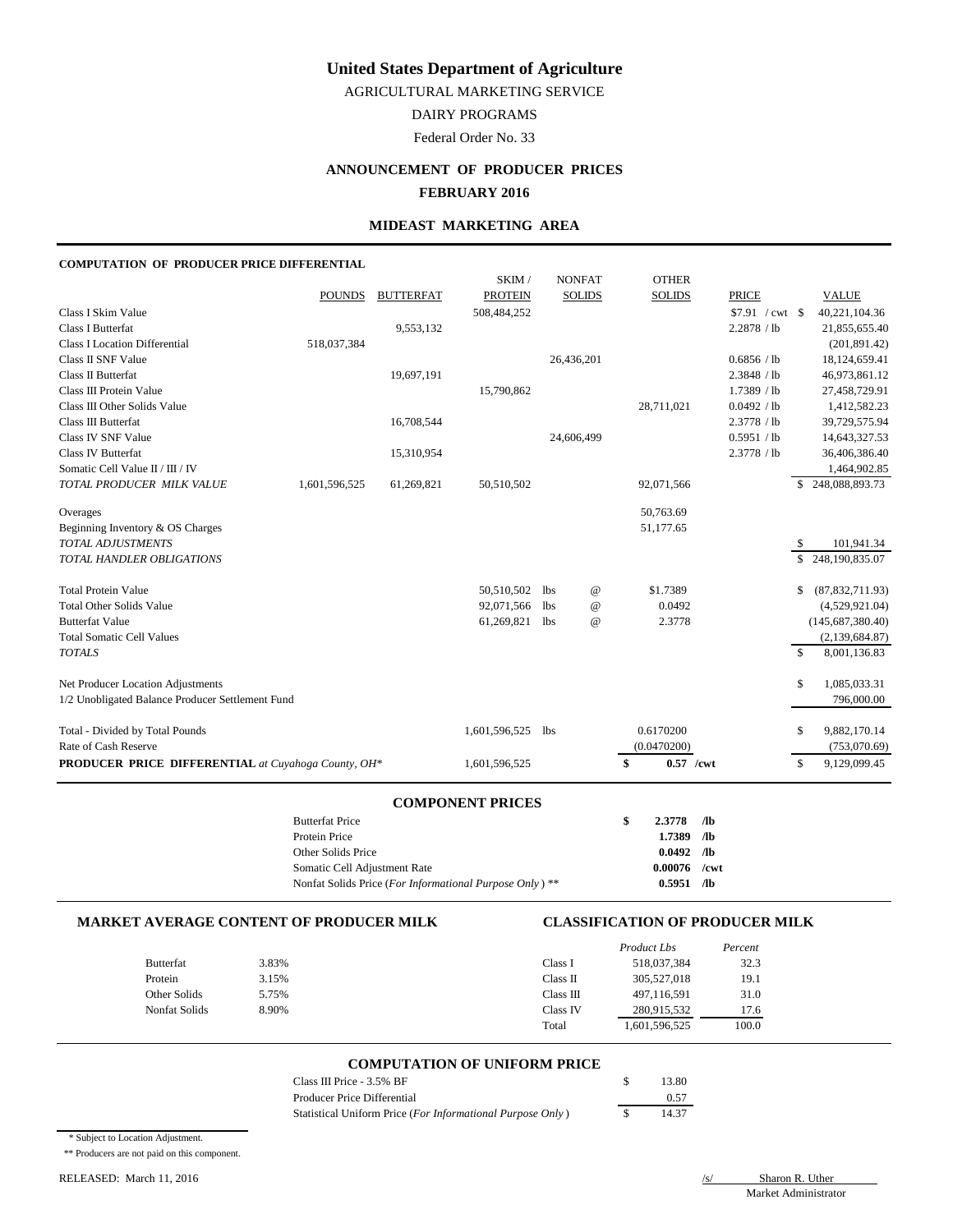# United States Department of Agriculture

AGRICULTURAL MARKETING SERVICE

DAIRY PROGRAMS

Federal Order No. 33

## ANNOUNCEMENT OF PRODUCER PRICES

## FEBRUARY 2016

## MIDEAST MARKETING AREA

### COMPUTATION OF PRODUCER PRICE DIFFERENTIAL

| | POUNDS | BUTTERFAT | SKIM / PROTEIN | NONFAT SOLIDS | OTHER SOLIDS | PRICE | VALUE |
|---|---|---|---|---|---|---|---|
| Class I Skim Value | | | 508,484,252 | | | $7.91 / cwt | $ 40,221,104.36 |
| Class I Butterfat | | 9,553,132 | | | | 2.2878 / lb | 21,855,655.40 |
| Class I Location Differential | 518,037,384 | | | | | | (201,891.42) |
| Class II SNF Value | | | | 26,436,201 | | 0.6856 / lb | 18,124,659.41 |
| Class II Butterfat | | 19,697,191 | | | | 2.3848 / lb | 46,973,861.12 |
| Class III Protein Value | | | 15,790,862 | | | 1.7389 / lb | 27,458,729.91 |
| Class III Other Solids Value | | | | | 28,711,021 | 0.0492 / lb | 1,412,582.23 |
| Class III Butterfat | | 16,708,544 | | | | 2.3778 / lb | 39,729,575.94 |
| Class IV SNF Value | | | | 24,606,499 | | 0.5951 / lb | 14,643,327.53 |
| Class IV Butterfat | | 15,310,954 | | | | 2.3778 / lb | 36,406,386.40 |
| Somatic Cell Value II / III / IV | | | | | | | 1,464,902.85 |
| *TOTAL PRODUCER MILK VALUE* | 1,601,596,525 | 61,269,821 | 50,510,502 | | 92,071,566 | | $ 248,088,893.73 |
| Overages | | | | | 50,763.69 | | |
| Beginning Inventory & OS Charges | | | | | 51,177.65 | | |
| *TOTAL ADJUSTMENTS* | | | | | | | $ 101,941.34 |
| *TOTAL HANDLER OBLIGATIONS* | | | | | | | $ 248,190,835.07 |
| Total Protein Value | | | 50,510,502 | lbs @ | $1.7389 | | $ (87,832,711.93) |
| Total Other Solids Value | | | 92,071,566 | lbs @ | 0.0492 | | (4,529,921.04) |
| Butterfat Value | | | 61,269,821 | lbs @ | 2.3778 | | (145,687,380.40) |
| Total Somatic Cell Values | | | | | | | (2,139,684.87) |
| *TOTALS* | | | | | | | $ 8,001,136.83 |
| Net Producer Location Adjustments | | | | | | | $ 1,085,033.31 |
| 1/2 Unobligated Balance Producer Settlement Fund | | | | | | | 796,000.00 |
| Total - Divided by Total Pounds | | | 1,601,596,525 | lbs | 0.6170200 | | $ 9,882,170.14 |
| Rate of Cash Reserve | | | | | (0.0470200) | | (753,070.69) |
| **PRODUCER PRICE DIFFERENTIAL** *at Cuyahoga County, OH\** | | | 1,601,596,525 | | **$ 0.57 /cwt** | | $ 9,129,099.45 |

### COMPONENT PRICES

| | |
|---|---|
| Butterfat Price | **$ 2.3778 /lb** |
| Protein Price | **1.7389 /lb** |
| Other Solids Price | **0.0492 /lb** |
| Somatic Cell Adjustment Rate | **0.00076 /cwt** |
| Nonfat Solids Price (*For Informational Purpose Only*) ** | **0.5951 /lb** |

### MARKET AVERAGE CONTENT OF PRODUCER MILK

| | |
|---|---|
| Butterfat | 3.83% |
| Protein | 3.15% |
| Other Solids | 5.75% |
| Nonfat Solids | 8.90% |

### CLASSIFICATION OF PRODUCER MILK

| | *Product Lbs* | *Percent* |
|---|---|---|
| Class I | 518,037,384 | 32.3 |
| Class II | 305,527,018 | 19.1 |
| Class III | 497,116,591 | 31.0 |
| Class IV | 280,915,532 | 17.6 |
| Total | 1,601,596,525 | 100.0 |

### COMPUTATION OF UNIFORM PRICE

| | |
|---|---|
| Class III Price - 3.5% BF | $ 13.80 |
| Producer Price Differential | 0.57 |
| Statistical Uniform Price (*For Informational Purpose Only*) | $ 14.37 |

\* Subject to Location Adjustment.

** Producers are not paid on this component.

RELEASED: March 11, 2016

/s/ Sharon R. Uther
Market Administrator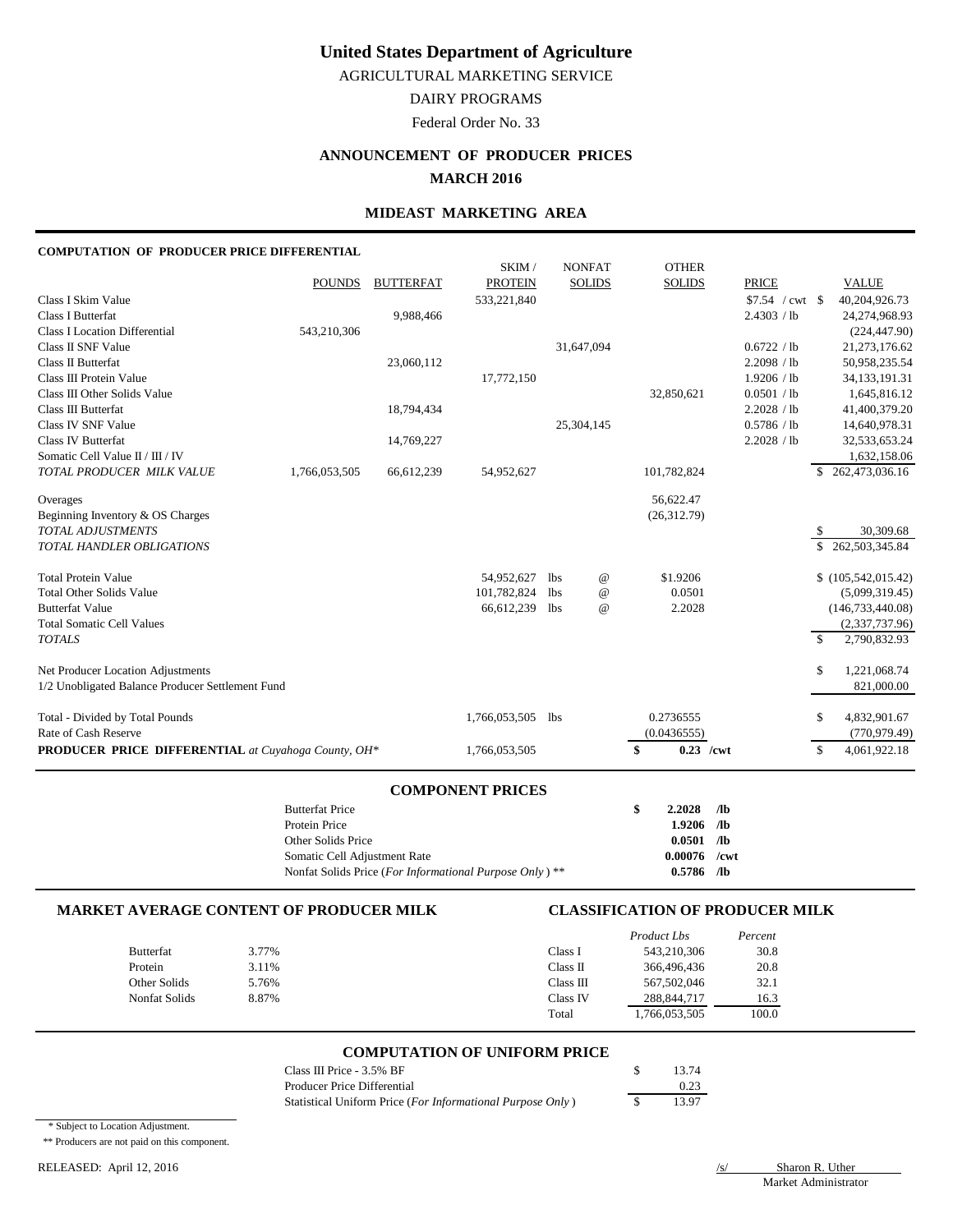# United States Department of Agriculture

AGRICULTURAL MARKETING SERVICE

DAIRY PROGRAMS

Federal Order No. 33

## ANNOUNCEMENT OF PRODUCER PRICES

## MARCH 2016

### MIDEAST MARKETING AREA

**COMPUTATION OF PRODUCER PRICE DIFFERENTIAL**

| | POUNDS | BUTTERFAT | SKIM / PROTEIN | NONFAT SOLIDS | OTHER SOLIDS | PRICE | VALUE |
|---|---|---|---|---|---|---|---|
| Class I Skim Value | | | 533,221,840 | | | $7.54 / cwt | $ 40,204,926.73 |
| Class I Butterfat | | 9,988,466 | | | | 2.4303 / lb | 24,274,968.93 |
| Class I Location Differential | 543,210,306 | | | | | | (224,447.90) |
| Class II SNF Value | | | | 31,647,094 | | 0.6722 / lb | 21,273,176.62 |
| Class II Butterfat | | 23,060,112 | | | | 2.2098 / lb | 50,958,235.54 |
| Class III Protein Value | | | 17,772,150 | | | 1.9206 / lb | 34,133,191.31 |
| Class III Other Solids Value | | | | | 32,850,621 | 0.0501 / lb | 1,645,816.12 |
| Class III Butterfat | | 18,794,434 | | | | 2.2028 / lb | 41,400,379.20 |
| Class IV SNF Value | | | | 25,304,145 | | 0.5786 / lb | 14,640,978.31 |
| Class IV Butterfat | | 14,769,227 | | | | 2.2028 / lb | 32,533,653.24 |
| Somatic Cell Value II / III / IV | | | | | | | 1,632,158.06 |
| *TOTAL PRODUCER MILK VALUE* | 1,766,053,505 | 66,612,239 | 54,952,627 | | 101,782,824 | | $ 262,473,036.16 |
| Overages | | | | | 56,622.47 | | |
| Beginning Inventory & OS Charges | | | | | (26,312.79) | | |
| *TOTAL ADJUSTMENTS* | | | | | | | $ 30,309.68 |
| *TOTAL HANDLER OBLIGATIONS* | | | | | | | $ 262,503,345.84 |
| Total Protein Value | | | 54,952,627 | lbs @ | $1.9206 | | $ (105,542,015.42) |
| Total Other Solids Value | | | 101,782,824 | lbs @ | 0.0501 | | (5,099,319.45) |
| Butterfat Value | | | 66,612,239 | lbs @ | 2.2028 | | (146,733,440.08) |
| Total Somatic Cell Values | | | | | | | (2,337,737.96) |
| *TOTALS* | | | | | | | $ 2,790,832.93 |
| Net Producer Location Adjustments | | | | | | | $ 1,221,068.74 |
| 1/2 Unobligated Balance Producer Settlement Fund | | | | | | | 821,000.00 |
| Total - Divided by Total Pounds | | | 1,766,053,505 | lbs | 0.2736555 | | $ 4,832,901.67 |
| Rate of Cash Reserve | | | | | (0.0436555) | | (770,979.49) |
| **PRODUCER PRICE DIFFERENTIAL** *at Cuyahoga County, OH\** | | | 1,766,053,505 | | **$ 0.23 /cwt** | | $ 4,061,922.18 |

### COMPONENT PRICES

| | | |
|---|---|---|
| Butterfat Price | **$ 2.2028** | **/lb** |
| Protein Price | **1.9206** | **/lb** |
| Other Solids Price | **0.0501** | **/lb** |
| Somatic Cell Adjustment Rate | **0.00076** | **/cwt** |
| Nonfat Solids Price (*For Informational Purpose Only*) ** | **0.5786** | **/lb** |

### MARKET AVERAGE CONTENT OF PRODUCER MILK

| | |
|---|---|
| Butterfat | 3.77% |
| Protein | 3.11% |
| Other Solids | 5.76% |
| Nonfat Solids | 8.87% |

### CLASSIFICATION OF PRODUCER MILK

| | *Product Lbs* | *Percent* |
|---|---|---|
| Class I | 543,210,306 | 30.8 |
| Class II | 366,496,436 | 20.8 |
| Class III | 567,502,046 | 32.1 |
| Class IV | 288,844,717 | 16.3 |
| Total | 1,766,053,505 | 100.0 |

### COMPUTATION OF UNIFORM PRICE

| | |
|---|---|
| Class III Price - 3.5% BF | $ 13.74 |
| Producer Price Differential | 0.23 |
| Statistical Uniform Price (*For Informational Purpose Only*) | $ 13.97 |

\* Subject to Location Adjustment.

\*\* Producers are not paid on this component.

RELEASED: April 12, 2016

/s/ Sharon R. Uther
Market Administrator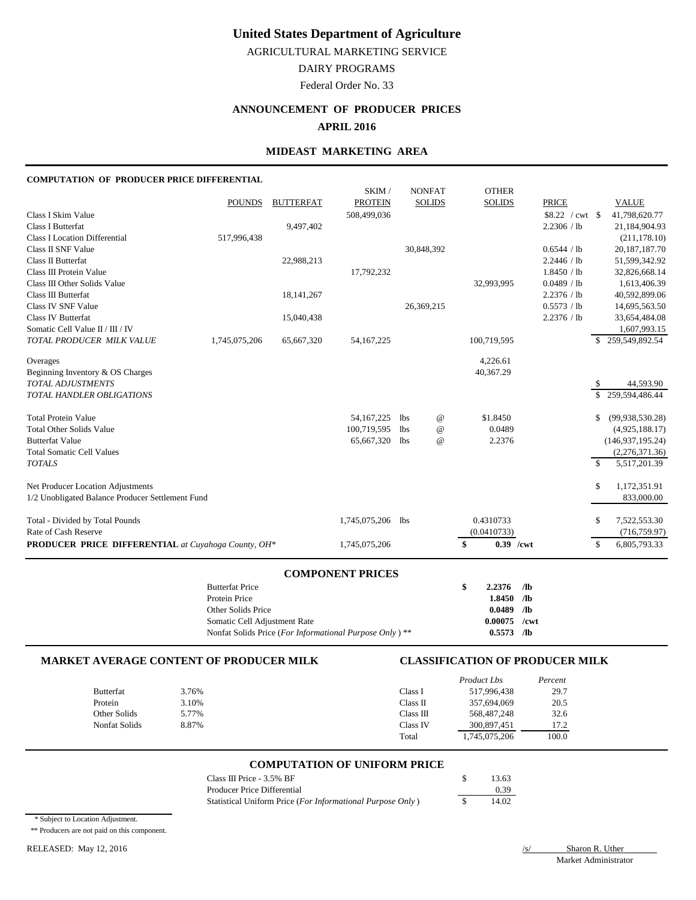# United States Department of Agriculture

AGRICULTURAL MARKETING SERVICE

DAIRY PROGRAMS

Federal Order No. 33

## ANNOUNCEMENT OF PRODUCER PRICES

## APRIL 2016

## MIDEAST MARKETING AREA

### COMPUTATION OF PRODUCER PRICE DIFFERENTIAL

| | POUNDS | BUTTERFAT | SKIM / PROTEIN | NONFAT SOLIDS | OTHER SOLIDS | PRICE | VALUE |
|---|---|---|---|---|---|---|---|
| Class I Skim Value | | | 508,499,036 | | | $8.22 / cwt | $ 41,798,620.77 |
| Class I Butterfat | | 9,497,402 | | | | 2.2306 / lb | 21,184,904.93 |
| Class I Location Differential | 517,996,438 | | | | | | (211,178.10) |
| Class II SNF Value | | | | 30,848,392 | | 0.6544 / lb | 20,187,187.70 |
| Class II Butterfat | | 22,988,213 | | | | 2.2446 / lb | 51,599,342.92 |
| Class III Protein Value | | | 17,792,232 | | | 1.8450 / lb | 32,826,668.14 |
| Class III Other Solids Value | | | | | 32,993,995 | 0.0489 / lb | 1,613,406.39 |
| Class III Butterfat | | 18,141,267 | | | | 2.2376 / lb | 40,592,899.06 |
| Class IV SNF Value | | | | 26,369,215 | | 0.5573 / lb | 14,695,563.50 |
| Class IV Butterfat | | 15,040,438 | | | | 2.2376 / lb | 33,654,484.08 |
| Somatic Cell Value II / III / IV | | | | | | | 1,607,993.15 |
| *TOTAL PRODUCER MILK VALUE* | 1,745,075,206 | 65,667,320 | 54,167,225 | | 100,719,595 | | $ 259,549,892.54 |
| Overages | | | | | 4,226.61 | | |
| Beginning Inventory & OS Charges | | | | | 40,367.29 | | |
| *TOTAL ADJUSTMENTS* | | | | | | | $ 44,593.90 |
| *TOTAL HANDLER OBLIGATIONS* | | | | | | | $ 259,594,486.44 |
| Total Protein Value | | | 54,167,225 | lbs @ | $1.8450 | | $ (99,938,530.28) |
| Total Other Solids Value | | | 100,719,595 | lbs @ | 0.0489 | | (4,925,188.17) |
| Butterfat Value | | | 65,667,320 | lbs @ | 2.2376 | | (146,937,195.24) |
| Total Somatic Cell Values | | | | | | | (2,276,371.36) |
| *TOTALS* | | | | | | | $ 5,517,201.39 |
| Net Producer Location Adjustments | | | | | | | $ 1,172,351.91 |
| 1/2 Unobligated Balance Producer Settlement Fund | | | | | | | 833,000.00 |
| Total - Divided by Total Pounds | | | 1,745,075,206 | lbs | 0.4310733 | | $ 7,522,553.30 |
| Rate of Cash Reserve | | | | | (0.0410733) | | (716,759.97) |
| **PRODUCER PRICE DIFFERENTIAL** *at Cuyahoga County, OH** | | | 1,745,075,206 | | **$ 0.39 /cwt** | | $ 6,805,793.33 |

### COMPONENT PRICES

| | | |
|---|---|---|
| Butterfat Price | **$ 2.2376** | **/lb** |
| Protein Price | **1.8450** | **/lb** |
| Other Solids Price | **0.0489** | **/lb** |
| Somatic Cell Adjustment Rate | **0.00075** | **/cwt** |
| Nonfat Solids Price (*For Informational Purpose Only*) ** | **0.5573** | **/lb** |

### MARKET AVERAGE CONTENT OF PRODUCER MILK

| | |
|---|---|
| Butterfat | 3.76% |
| Protein | 3.10% |
| Other Solids | 5.77% |
| Nonfat Solids | 8.87% |

### CLASSIFICATION OF PRODUCER MILK

| | *Product Lbs* | *Percent* |
|---|---|---|
| Class I | 517,996,438 | 29.7 |
| Class II | 357,694,069 | 20.5 |
| Class III | 568,487,248 | 32.6 |
| Class IV | 300,897,451 | 17.2 |
| Total | 1,745,075,206 | 100.0 |

### COMPUTATION OF UNIFORM PRICE

| | |
|---|---|
| Class III Price - 3.5% BF | $ 13.63 |
| Producer Price Differential | 0.39 |
| Statistical Uniform Price (*For Informational Purpose Only*) | $ 14.02 |

\* Subject to Location Adjustment.

** Producers are not paid on this component.

RELEASED: May 12, 2016

/s/ Sharon R. Uther
Market Administrator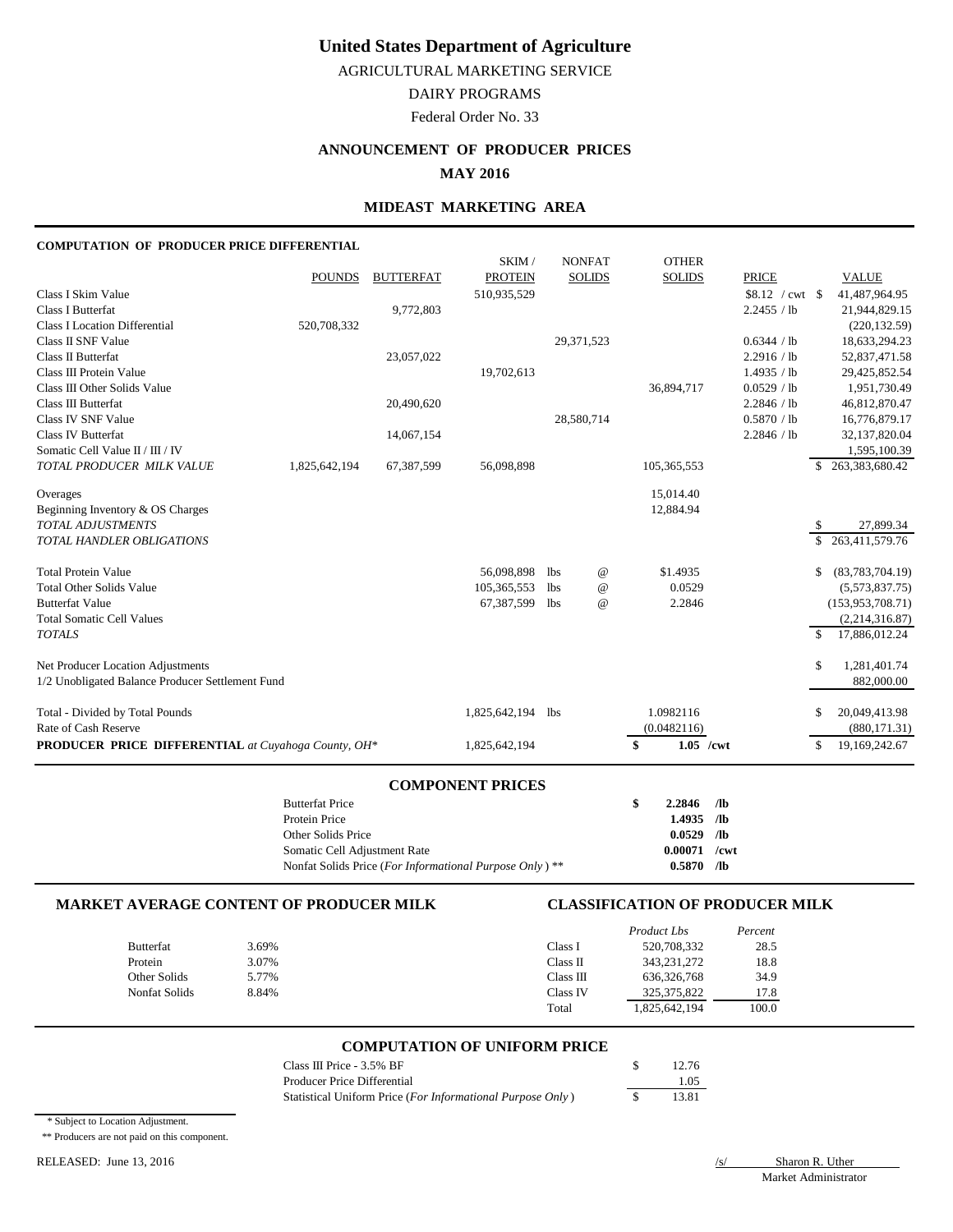# United States Department of Agriculture

AGRICULTURAL MARKETING SERVICE

DAIRY PROGRAMS

Federal Order No. 33

## ANNOUNCEMENT OF PRODUCER PRICES

**MAY 2016**

### MIDEAST MARKETING AREA

**COMPUTATION OF PRODUCER PRICE DIFFERENTIAL**

| | POUNDS | BUTTERFAT | SKIM / PROTEIN | NONFAT SOLIDS | OTHER SOLIDS | PRICE | VALUE |
|---|---|---|---|---|---|---|---|
| Class I Skim Value | | | 510,935,529 | | | $8.12 / cwt | $ 41,487,964.95 |
| Class I Butterfat | | 9,772,803 | | | | 2.2455 / lb | 21,944,829.15 |
| Class I Location Differential | 520,708,332 | | | | | | (220,132.59) |
| Class II SNF Value | | | | 29,371,523 | | 0.6344 / lb | 18,633,294.23 |
| Class II Butterfat | | 23,057,022 | | | | 2.2916 / lb | 52,837,471.58 |
| Class III Protein Value | | | 19,702,613 | | | 1.4935 / lb | 29,425,852.54 |
| Class III Other Solids Value | | | | | 36,894,717 | 0.0529 / lb | 1,951,730.49 |
| Class III Butterfat | | 20,490,620 | | | | 2.2846 / lb | 46,812,870.47 |
| Class IV SNF Value | | | | 28,580,714 | | 0.5870 / lb | 16,776,879.17 |
| Class IV Butterfat | | 14,067,154 | | | | 2.2846 / lb | 32,137,820.04 |
| Somatic Cell Value II / III / IV | | | | | | | 1,595,100.39 |
| *TOTAL PRODUCER MILK VALUE* | 1,825,642,194 | 67,387,599 | 56,098,898 | | 105,365,553 | | $ 263,383,680.42 |
| Overages | | | | | 15,014.40 | | |
| Beginning Inventory & OS Charges | | | | | 12,884.94 | | |
| *TOTAL ADJUSTMENTS* | | | | | | | $ 27,899.34 |
| *TOTAL HANDLER OBLIGATIONS* | | | | | | | $ 263,411,579.76 |
| Total Protein Value | | | 56,098,898 | lbs @ | $1.4935 | | $ (83,783,704.19) |
| Total Other Solids Value | | | 105,365,553 | lbs @ | 0.0529 | | (5,573,837.75) |
| Butterfat Value | | | 67,387,599 | lbs @ | 2.2846 | | (153,953,708.71) |
| Total Somatic Cell Values | | | | | | | (2,214,316.87) |
| *TOTALS* | | | | | | | $ 17,886,012.24 |
| Net Producer Location Adjustments | | | | | | | $ 1,281,401.74 |
| 1/2 Unobligated Balance Producer Settlement Fund | | | | | | | 882,000.00 |
| Total - Divided by Total Pounds | | | 1,825,642,194 | lbs | 1.0982116 | | $ 20,049,413.98 |
| Rate of Cash Reserve | | | | | (0.0482116) | | (880,171.31) |
| **PRODUCER PRICE DIFFERENTIAL** *at Cuyahoga County, OH\** | | | 1,825,642,194 | | **$ 1.05 /cwt** | | $ 19,169,242.67 |

### COMPONENT PRICES

| | | |
|---|---|---|
| Butterfat Price | **$ 2.2846** | **/lb** |
| Protein Price | **1.4935** | **/lb** |
| Other Solids Price | **0.0529** | **/lb** |
| Somatic Cell Adjustment Rate | **0.00071** | **/cwt** |
| Nonfat Solids Price (*For Informational Purpose Only*) ** | **0.5870** | **/lb** |

### MARKET AVERAGE CONTENT OF PRODUCER MILK

| | |
|---|---|
| Butterfat | 3.69% |
| Protein | 3.07% |
| Other Solids | 5.77% |
| Nonfat Solids | 8.84% |

### CLASSIFICATION OF PRODUCER MILK

| | *Product Lbs* | *Percent* |
|---|---|---|
| Class I | 520,708,332 | 28.5 |
| Class II | 343,231,272 | 18.8 |
| Class III | 636,326,768 | 34.9 |
| Class IV | 325,375,822 | 17.8 |
| Total | 1,825,642,194 | 100.0 |

### COMPUTATION OF UNIFORM PRICE

| | |
|---|---|
| Class III Price - 3.5% BF | $ 12.76 |
| Producer Price Differential | 1.05 |
| Statistical Uniform Price (*For Informational Purpose Only*) | $ 13.81 |

\* Subject to Location Adjustment.

\*\* Producers are not paid on this component.

RELEASED: June 13, 2016

/s/ Sharon R. Uther
Market Administrator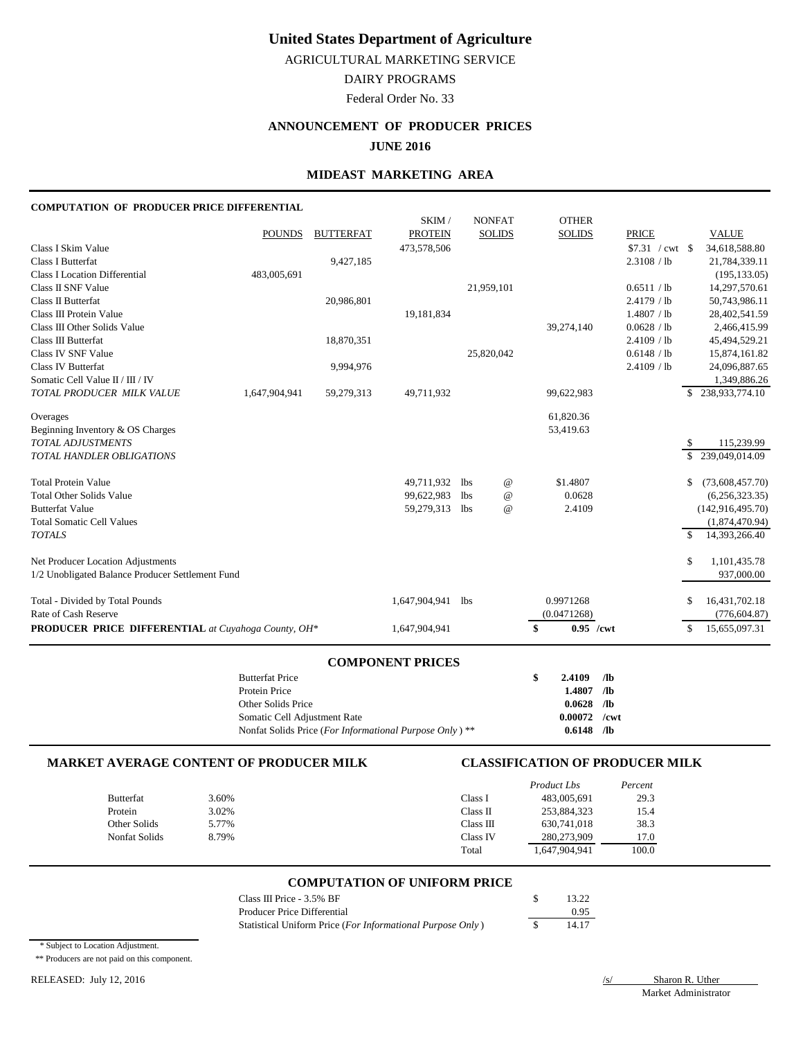# United States Department of Agriculture

AGRICULTURAL MARKETING SERVICE

DAIRY PROGRAMS

Federal Order No. 33

## ANNOUNCEMENT OF PRODUCER PRICES

**JUNE 2016**

### MIDEAST MARKETING AREA

**COMPUTATION OF PRODUCER PRICE DIFFERENTIAL**

| | POUNDS | BUTTERFAT | SKIM / PROTEIN | NONFAT SOLIDS | OTHER SOLIDS | PRICE | VALUE |
|---|---|---|---|---|---|---|---|
| Class I Skim Value | | | 473,578,506 | | | $7.31 / cwt | $ 34,618,588.80 |
| Class I Butterfat | | 9,427,185 | | | | 2.3108 / lb | 21,784,339.11 |
| Class I Location Differential | 483,005,691 | | | | | | (195,133.05) |
| Class II SNF Value | | | | 21,959,101 | | 0.6511 / lb | 14,297,570.61 |
| Class II Butterfat | | 20,986,801 | | | | 2.4179 / lb | 50,743,986.11 |
| Class III Protein Value | | | 19,181,834 | | | 1.4807 / lb | 28,402,541.59 |
| Class III Other Solids Value | | | | | 39,274,140 | 0.0628 / lb | 2,466,415.99 |
| Class III Butterfat | | 18,870,351 | | | | 2.4109 / lb | 45,494,529.21 |
| Class IV SNF Value | | | | 25,820,042 | | 0.6148 / lb | 15,874,161.82 |
| Class IV Butterfat | | 9,994,976 | | | | 2.4109 / lb | 24,096,887.65 |
| Somatic Cell Value II / III / IV | | | | | | | 1,349,886.26 |
| *TOTAL PRODUCER MILK VALUE* | 1,647,904,941 | 59,279,313 | 49,711,932 | | 99,622,983 | | $ 238,933,774.10 |
| Overages | | | | | 61,820.36 | | |
| Beginning Inventory & OS Charges | | | | | 53,419.63 | | |
| *TOTAL ADJUSTMENTS* | | | | | | | $ 115,239.99 |
| *TOTAL HANDLER OBLIGATIONS* | | | | | | | $ 239,049,014.09 |
| Total Protein Value | | | 49,711,932 lbs | @ | $1.4807 | | $ (73,608,457.70) |
| Total Other Solids Value | | | 99,622,983 lbs | @ | 0.0628 | | (6,256,323.35) |
| Butterfat Value | | | 59,279,313 lbs | @ | 2.4109 | | (142,916,495.70) |
| Total Somatic Cell Values | | | | | | | (1,874,470.94) |
| *TOTALS* | | | | | | | $ 14,393,266.40 |
| Net Producer Location Adjustments | | | | | | | $ 1,101,435.78 |
| 1/2 Unobligated Balance Producer Settlement Fund | | | | | | | 937,000.00 |
| Total - Divided by Total Pounds | | | 1,647,904,941 lbs | | 0.9971268 | | $ 16,431,702.18 |
| Rate of Cash Reserve | | | | | (0.0471268) | | (776,604.87) |
| **PRODUCER PRICE DIFFERENTIAL** *at Cuyahoga County, OH** | | | 1,647,904,941 | | **$ 0.95 /cwt** | | $ 15,655,097.31 |

### COMPONENT PRICES

| | | |
|---|---|---|
| Butterfat Price | **$ 2.4109** | **/lb** |
| Protein Price | **1.4807** | **/lb** |
| Other Solids Price | **0.0628** | **/lb** |
| Somatic Cell Adjustment Rate | **0.00072** | **/cwt** |
| Nonfat Solids Price (*For Informational Purpose Only*) ** | **0.6148** | **/lb** |

### MARKET AVERAGE CONTENT OF PRODUCER MILK

| | |
|---|---|
| Butterfat | 3.60% |
| Protein | 3.02% |
| Other Solids | 5.77% |
| Nonfat Solids | 8.79% |

### CLASSIFICATION OF PRODUCER MILK

| | *Product Lbs* | *Percent* |
|---|---|---|
| Class I | 483,005,691 | 29.3 |
| Class II | 253,884,323 | 15.4 |
| Class III | 630,741,018 | 38.3 |
| Class IV | 280,273,909 | 17.0 |
| Total | 1,647,904,941 | 100.0 |

### COMPUTATION OF UNIFORM PRICE

| | |
|---|---|
| Class III Price - 3.5% BF | $ 13.22 |
| Producer Price Differential | 0.95 |
| Statistical Uniform Price (*For Informational Purpose Only*) | $ 14.17 |

\* Subject to Location Adjustment.

** Producers are not paid on this component.

RELEASED: July 12, 2016

/s/ Sharon R. Uther
Market Administrator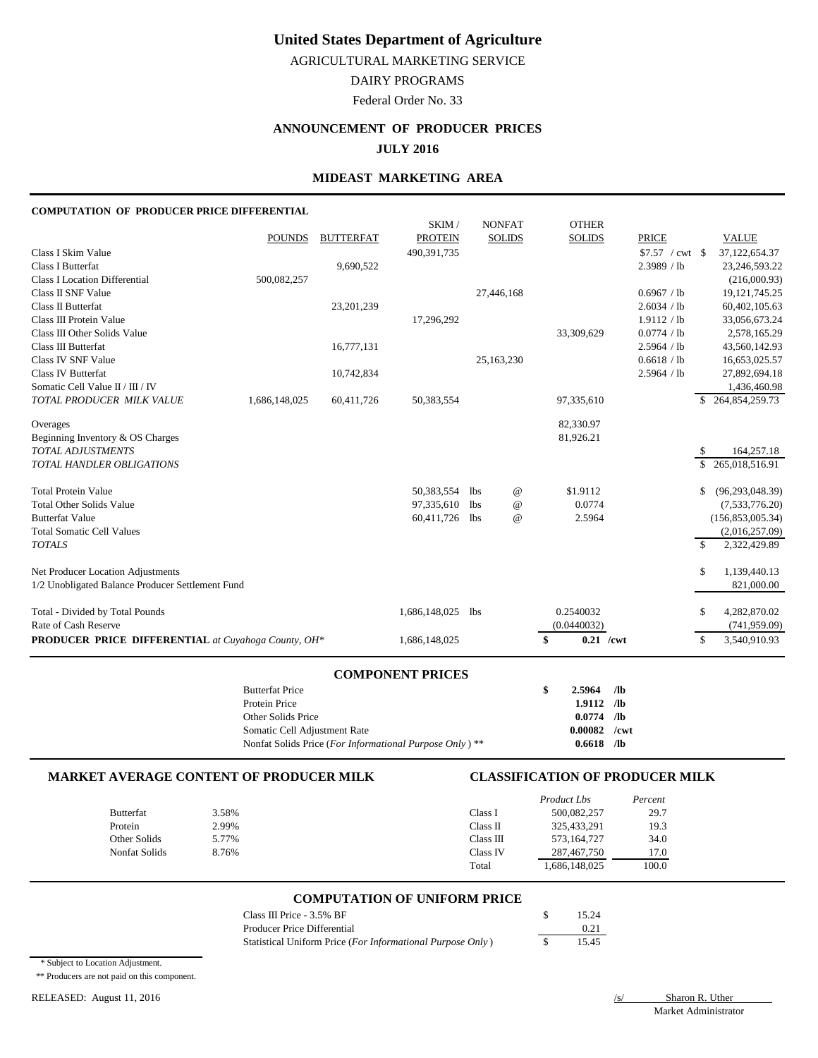# United States Department of Agriculture

AGRICULTURAL MARKETING SERVICE

DAIRY PROGRAMS

Federal Order No. 33

## ANNOUNCEMENT OF PRODUCER PRICES

## JULY 2016

### MIDEAST MARKETING AREA

**COMPUTATION OF PRODUCER PRICE DIFFERENTIAL**

| | POUNDS | BUTTERFAT | SKIM / PROTEIN | NONFAT SOLIDS | OTHER SOLIDS | PRICE | VALUE |
|---|---|---|---|---|---|---|---|
| Class I Skim Value | | | 490,391,735 | | | $7.57 / cwt | $ 37,122,654.37 |
| Class I Butterfat | | 9,690,522 | | | | 2.3989 / lb | 23,246,593.22 |
| Class I Location Differential | 500,082,257 | | | | | | (216,000.93) |
| Class II SNF Value | | | | 27,446,168 | | 0.6967 / lb | 19,121,745.25 |
| Class II Butterfat | | 23,201,239 | | | | 2.6034 / lb | 60,402,105.63 |
| Class III Protein Value | | | 17,296,292 | | | 1.9112 / lb | 33,056,673.24 |
| Class III Other Solids Value | | | | | 33,309,629 | 0.0774 / lb | 2,578,165.29 |
| Class III Butterfat | | 16,777,131 | | | | 2.5964 / lb | 43,560,142.93 |
| Class IV SNF Value | | | | 25,163,230 | | 0.6618 / lb | 16,653,025.57 |
| Class IV Butterfat | | 10,742,834 | | | | 2.5964 / lb | 27,892,694.18 |
| Somatic Cell Value II / III / IV | | | | | | | 1,436,460.98 |
| *TOTAL PRODUCER MILK VALUE* | 1,686,148,025 | 60,411,726 | 50,383,554 | | 97,335,610 | | $ 264,854,259.73 |
| Overages | | | | | 82,330.97 | | |
| Beginning Inventory & OS Charges | | | | | 81,926.21 | | |
| *TOTAL ADJUSTMENTS* | | | | | | | $ 164,257.18 |
| *TOTAL HANDLER OBLIGATIONS* | | | | | | | $ 265,018,516.91 |
| Total Protein Value | | | 50,383,554 lbs | @ | $1.9112 | | $ (96,293,048.39) |
| Total Other Solids Value | | | 97,335,610 lbs | @ | 0.0774 | | (7,533,776.20) |
| Butterfat Value | | | 60,411,726 lbs | @ | 2.5964 | | (156,853,005.34) |
| Total Somatic Cell Values | | | | | | | (2,016,257.09) |
| *TOTALS* | | | | | | | $ 2,322,429.89 |
| Net Producer Location Adjustments | | | | | | | $ 1,139,440.13 |
| 1/2 Unobligated Balance Producer Settlement Fund | | | | | | | 821,000.00 |
| Total - Divided by Total Pounds | | | 1,686,148,025 lbs | | 0.2540032 | | $ 4,282,870.02 |
| Rate of Cash Reserve | | | | | (0.0440032) | | (741,959.09) |
| **PRODUCER PRICE DIFFERENTIAL** *at Cuyahoga County, OH\** | | | 1,686,148,025 | | **$ 0.21 /cwt** | | $ 3,540,910.93 |

### COMPONENT PRICES

| | | |
|---|---|---|
| Butterfat Price | **$ 2.5964** | **/lb** |
| Protein Price | **1.9112** | **/lb** |
| Other Solids Price | **0.0774** | **/lb** |
| Somatic Cell Adjustment Rate | **0.00082** | **/cwt** |
| Nonfat Solids Price (*For Informational Purpose Only*) ** | **0.6618** | **/lb** |

### MARKET AVERAGE CONTENT OF PRODUCER MILK

| | |
|---|---|
| Butterfat | 3.58% |
| Protein | 2.99% |
| Other Solids | 5.77% |
| Nonfat Solids | 8.76% |

### CLASSIFICATION OF PRODUCER MILK

| | *Product Lbs* | *Percent* |
|---|---|---|
| Class I | 500,082,257 | 29.7 |
| Class II | 325,433,291 | 19.3 |
| Class III | 573,164,727 | 34.0 |
| Class IV | 287,467,750 | 17.0 |
| Total | 1,686,148,025 | 100.0 |

### COMPUTATION OF UNIFORM PRICE

| | |
|---|---|
| Class III Price - 3.5% BF | $ 15.24 |
| Producer Price Differential | 0.21 |
| Statistical Uniform Price (*For Informational Purpose Only*) | $ 15.45 |

\* Subject to Location Adjustment.

** Producers are not paid on this component.

RELEASED: August 11, 2016

/s/ Sharon R. Uther

Market Administrator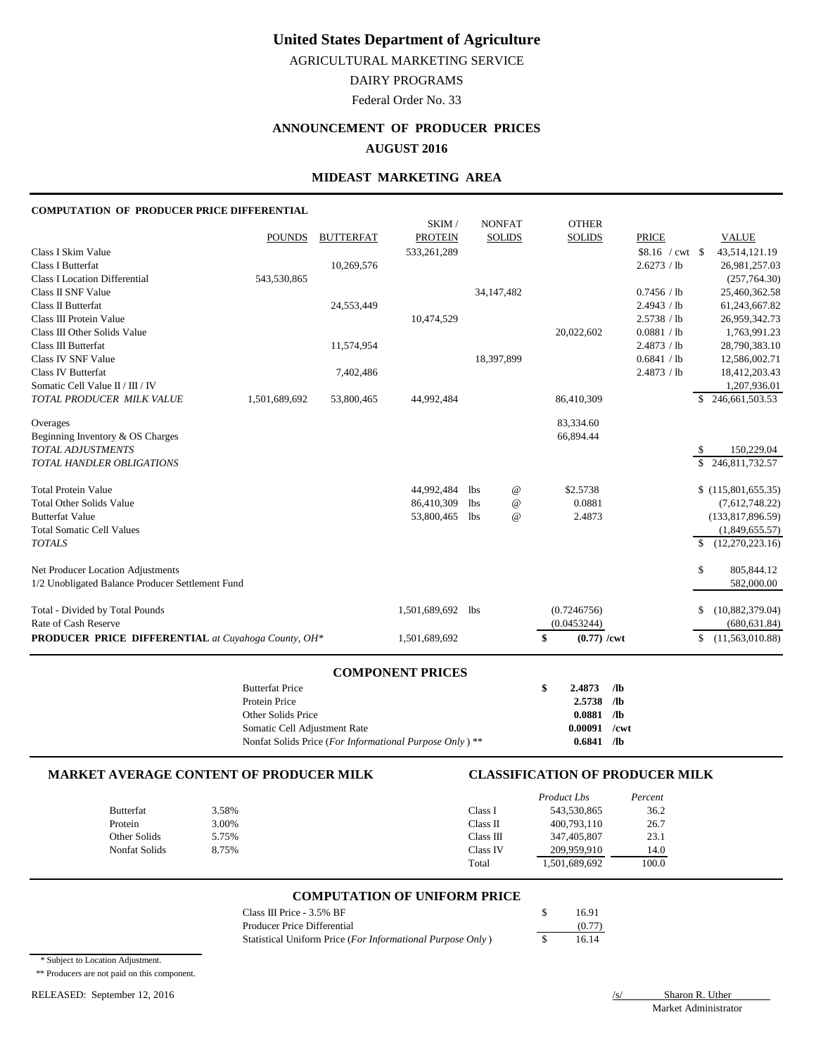# United States Department of Agriculture

AGRICULTURAL MARKETING SERVICE

DAIRY PROGRAMS

Federal Order No. 33

## ANNOUNCEMENT OF PRODUCER PRICES

## AUGUST 2016

## MIDEAST MARKETING AREA

### COMPUTATION OF PRODUCER PRICE DIFFERENTIAL

| | POUNDS | BUTTERFAT | SKIM / PROTEIN | NONFAT SOLIDS | OTHER SOLIDS | PRICE | VALUE |
|---|---|---|---|---|---|---|---|
| Class I Skim Value | | | 533,261,289 | | | $8.16 / cwt | $ 43,514,121.19 |
| Class I Butterfat | | 10,269,576 | | | | 2.6273 / lb | 26,981,257.03 |
| Class I Location Differential | 543,530,865 | | | | | | (257,764.30) |
| Class II SNF Value | | | | 34,147,482 | | 0.7456 / lb | 25,460,362.58 |
| Class II Butterfat | | 24,553,449 | | | | 2.4943 / lb | 61,243,667.82 |
| Class III Protein Value | | | 10,474,529 | | | 2.5738 / lb | 26,959,342.73 |
| Class III Other Solids Value | | | | | 20,022,602 | 0.0881 / lb | 1,763,991.23 |
| Class III Butterfat | | 11,574,954 | | | | 2.4873 / lb | 28,790,383.10 |
| Class IV SNF Value | | | | 18,397,899 | | 0.6841 / lb | 12,586,002.71 |
| Class IV Butterfat | | 7,402,486 | | | | 2.4873 / lb | 18,412,203.43 |
| Somatic Cell Value II / III / IV | | | | | | | 1,207,936.01 |
| *TOTAL PRODUCER MILK VALUE* | 1,501,689,692 | 53,800,465 | 44,992,484 | | 86,410,309 | | $ 246,661,503.53 |
| Overages | | | | | 83,334.60 | | |
| Beginning Inventory & OS Charges | | | | | 66,894.44 | | |
| *TOTAL ADJUSTMENTS* | | | | | | | $ 150,229.04 |
| *TOTAL HANDLER OBLIGATIONS* | | | | | | | $ 246,811,732.57 |
| Total Protein Value | | | 44,992,484 | lbs @ | $2.5738 | | $ (115,801,655.35) |
| Total Other Solids Value | | | 86,410,309 | lbs @ | 0.0881 | | (7,612,748.22) |
| Butterfat Value | | | 53,800,465 | lbs @ | 2.4873 | | (133,817,896.59) |
| Total Somatic Cell Values | | | | | | | (1,849,655.57) |
| *TOTALS* | | | | | | | $ (12,270,223.16) |
| Net Producer Location Adjustments | | | | | | | $ 805,844.12 |
| 1/2 Unobligated Balance Producer Settlement Fund | | | | | | | 582,000.00 |
| Total - Divided by Total Pounds | | | 1,501,689,692 | lbs | (0.7246756) | | $ (10,882,379.04) |
| Rate of Cash Reserve | | | | | (0.0453244) | | (680,631.84) |
| **PRODUCER PRICE DIFFERENTIAL** *at Cuyahoga County, OH** | | | 1,501,689,692 | | **$ (0.77) /cwt** | | $ (11,563,010.88) |

### COMPONENT PRICES

| | | |
|---|---|---|
| Butterfat Price | **$ 2.4873** | **/lb** |
| Protein Price | **2.5738** | **/lb** |
| Other Solids Price | **0.0881** | **/lb** |
| Somatic Cell Adjustment Rate | **0.00091** | **/cwt** |
| Nonfat Solids Price (*For Informational Purpose Only*) ** | **0.6841** | **/lb** |

### MARKET AVERAGE CONTENT OF PRODUCER MILK

| | |
|---|---|
| Butterfat | 3.58% |
| Protein | 3.00% |
| Other Solids | 5.75% |
| Nonfat Solids | 8.75% |

### CLASSIFICATION OF PRODUCER MILK

| | *Product Lbs* | *Percent* |
|---|---|---|
| Class I | 543,530,865 | 36.2 |
| Class II | 400,793,110 | 26.7 |
| Class III | 347,405,807 | 23.1 |
| Class IV | 209,959,910 | 14.0 |
| Total | 1,501,689,692 | 100.0 |

### COMPUTATION OF UNIFORM PRICE

| | |
|---|---|
| Class III Price - 3.5% BF | $ 16.91 |
| Producer Price Differential | (0.77) |
| Statistical Uniform Price (*For Informational Purpose Only*) | $ 16.14 |

\* Subject to Location Adjustment.

** Producers are not paid on this component.

RELEASED: September 12, 2016

/s/ Sharon R. Uther
Market Administrator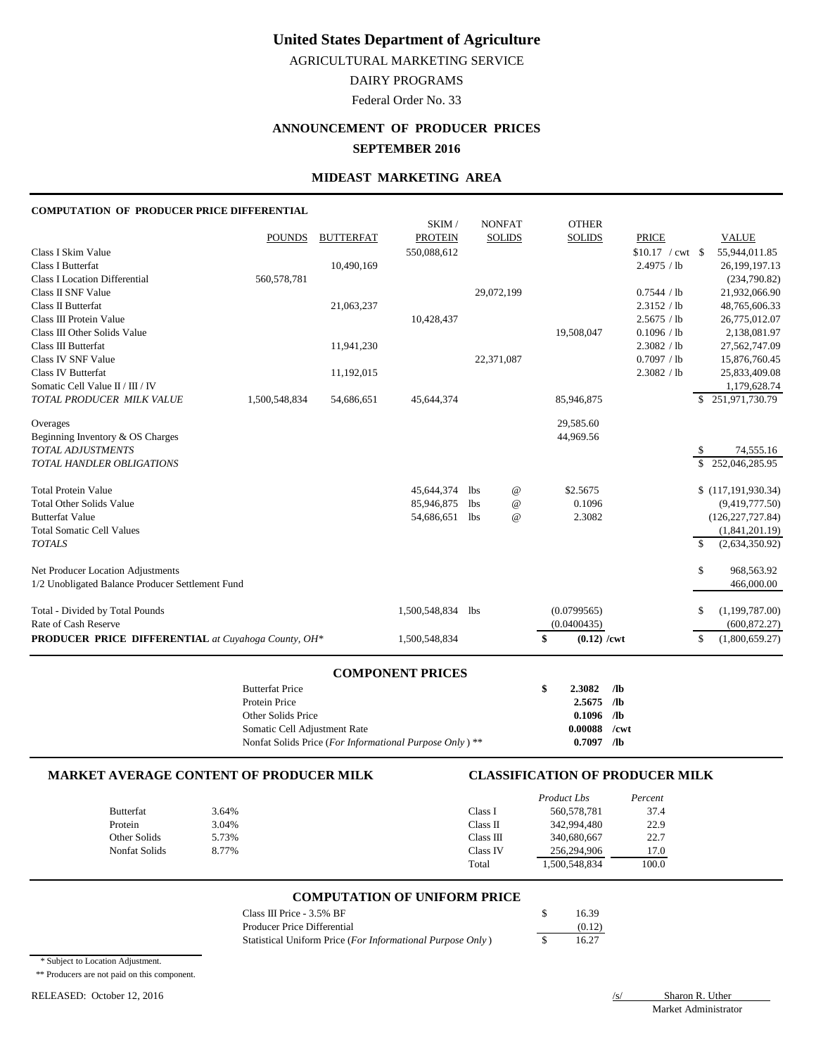# United States Department of Agriculture

AGRICULTURAL MARKETING SERVICE

DAIRY PROGRAMS

Federal Order No. 33

## ANNOUNCEMENT OF PRODUCER PRICES

## SEPTEMBER 2016

### MIDEAST MARKETING AREA

#### COMPUTATION OF PRODUCER PRICE DIFFERENTIAL

| | POUNDS | BUTTERFAT | SKIM / PROTEIN | NONFAT SOLIDS | OTHER SOLIDS | PRICE | VALUE |
|---|---|---|---|---|---|---|---|
| Class I Skim Value | | | 550,088,612 | | | $10.17 / cwt | $ 55,944,011.85 |
| Class I Butterfat | | 10,490,169 | | | | 2.4975 / lb | 26,199,197.13 |
| Class I Location Differential | 560,578,781 | | | | | | (234,790.82) |
| Class II SNF Value | | | | 29,072,199 | | 0.7544 / lb | 21,932,066.90 |
| Class II Butterfat | | 21,063,237 | | | | 2.3152 / lb | 48,765,606.33 |
| Class III Protein Value | | | 10,428,437 | | | 2.5675 / lb | 26,775,012.07 |
| Class III Other Solids Value | | | | | 19,508,047 | 0.1096 / lb | 2,138,081.97 |
| Class III Butterfat | | 11,941,230 | | | | 2.3082 / lb | 27,562,747.09 |
| Class IV SNF Value | | | | 22,371,087 | | 0.7097 / lb | 15,876,760.45 |
| Class IV Butterfat | | 11,192,015 | | | | 2.3082 / lb | 25,833,409.08 |
| Somatic Cell Value II / III / IV | | | | | | | 1,179,628.74 |
| *TOTAL PRODUCER MILK VALUE* | 1,500,548,834 | 54,686,651 | 45,644,374 | | 85,946,875 | | $ 251,971,730.79 |
| Overages | | | | | 29,585.60 | | |
| Beginning Inventory & OS Charges | | | | | 44,969.56 | | |
| *TOTAL ADJUSTMENTS* | | | | | | | $ 74,555.16 |
| *TOTAL HANDLER OBLIGATIONS* | | | | | | | $ 252,046,285.95 |
| Total Protein Value | | | 45,644,374 | lbs @ | $2.5675 | | $ (117,191,930.34) |
| Total Other Solids Value | | | 85,946,875 | lbs @ | 0.1096 | | (9,419,777.50) |
| Butterfat Value | | | 54,686,651 | lbs @ | 2.3082 | | (126,227,727.84) |
| Total Somatic Cell Values | | | | | | | (1,841,201.19) |
| *TOTALS* | | | | | | | $ (2,634,350.92) |
| Net Producer Location Adjustments | | | | | | | $ 968,563.92 |
| 1/2 Unobligated Balance Producer Settlement Fund | | | | | | | 466,000.00 |
| Total - Divided by Total Pounds | | | 1,500,548,834 | lbs | (0.0799565) | | $ (1,199,787.00) |
| Rate of Cash Reserve | | | | | (0.0400435) | | (600,872.27) |
| **PRODUCER PRICE DIFFERENTIAL** *at Cuyahoga County, OH** | | | 1,500,548,834 | | **$ (0.12) /cwt** | | $ (1,800,659.27) |

#### COMPONENT PRICES

| | | |
|---|---|---|
| Butterfat Price | **$ 2.3082** | **/lb** |
| Protein Price | **2.5675** | **/lb** |
| Other Solids Price | **0.1096** | **/lb** |
| Somatic Cell Adjustment Rate | **0.00088** | **/cwt** |
| Nonfat Solids Price (*For Informational Purpose Only*) ** | **0.7097** | **/lb** |

#### MARKET AVERAGE CONTENT OF PRODUCER MILK

| | |
|---|---|
| Butterfat | 3.64% |
| Protein | 3.04% |
| Other Solids | 5.73% |
| Nonfat Solids | 8.77% |

#### CLASSIFICATION OF PRODUCER MILK

| | *Product Lbs* | *Percent* |
|---|---|---|
| Class I | 560,578,781 | 37.4 |
| Class II | 342,994,480 | 22.9 |
| Class III | 340,680,667 | 22.7 |
| Class IV | 256,294,906 | 17.0 |
| Total | 1,500,548,834 | 100.0 |

#### COMPUTATION OF UNIFORM PRICE

| | |
|---|---|
| Class III Price - 3.5% BF | $ 16.39 |
| Producer Price Differential | (0.12) |
| Statistical Uniform Price (*For Informational Purpose Only*) | $ 16.27 |

\* Subject to Location Adjustment.

** Producers are not paid on this component.

RELEASED: October 12, 2016

/s/ Sharon R. Uther
Market Administrator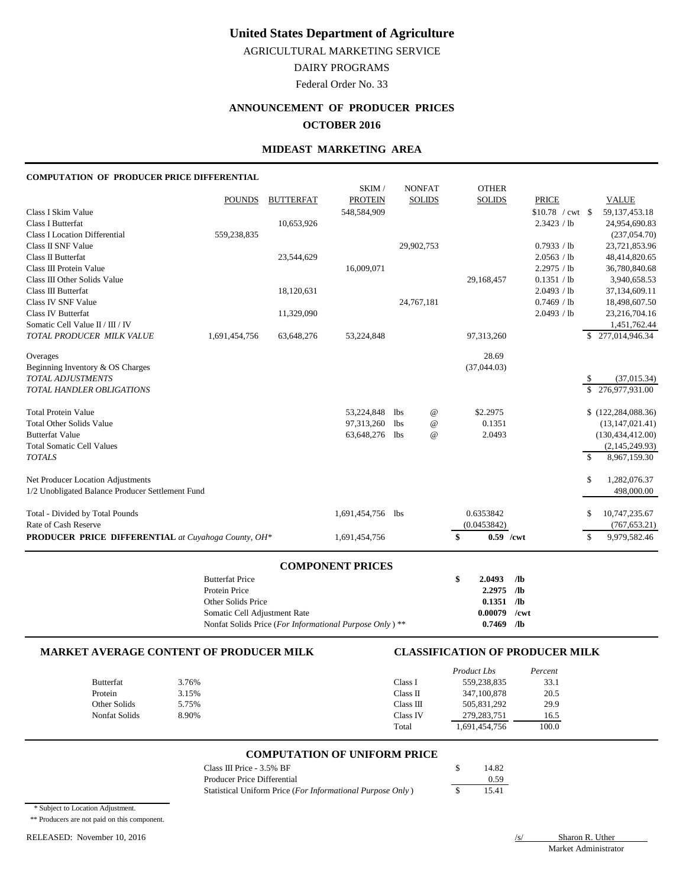# United States Department of Agriculture

AGRICULTURAL MARKETING SERVICE

DAIRY PROGRAMS

Federal Order No. 33

## ANNOUNCEMENT OF PRODUCER PRICES

## OCTOBER 2016

## MIDEAST MARKETING AREA

### COMPUTATION OF PRODUCER PRICE DIFFERENTIAL

| | POUNDS | BUTTERFAT | SKIM / PROTEIN | NONFAT SOLIDS | OTHER SOLIDS | PRICE | VALUE |
|---|---|---|---|---|---|---|---|
| Class I Skim Value | | | 548,584,909 | | | $10.78 / cwt | $ 59,137,453.18 |
| Class I Butterfat | | 10,653,926 | | | | 2.3423 / lb | 24,954,690.83 |
| Class I Location Differential | 559,238,835 | | | | | | (237,054.70) |
| Class II SNF Value | | | | 29,902,753 | | 0.7933 / lb | 23,721,853.96 |
| Class II Butterfat | | 23,544,629 | | | | 2.0563 / lb | 48,414,820.65 |
| Class III Protein Value | | | 16,009,071 | | | 2.2975 / lb | 36,780,840.68 |
| Class III Other Solids Value | | | | | 29,168,457 | 0.1351 / lb | 3,940,658.53 |
| Class III Butterfat | | 18,120,631 | | | | 2.0493 / lb | 37,134,609.11 |
| Class IV SNF Value | | | | 24,767,181 | | 0.7469 / lb | 18,498,607.50 |
| Class IV Butterfat | | 11,329,090 | | | | 2.0493 / lb | 23,216,704.16 |
| Somatic Cell Value II / III / IV | | | | | | | 1,451,762.44 |
| *TOTAL PRODUCER MILK VALUE* | 1,691,454,756 | 63,648,276 | 53,224,848 | | 97,313,260 | | $ 277,014,946.34 |
| Overages | | | | | 28.69 | | |
| Beginning Inventory & OS Charges | | | | | (37,044.03) | | |
| *TOTAL ADJUSTMENTS* | | | | | | | $ (37,015.34) |
| *TOTAL HANDLER OBLIGATIONS* | | | | | | | $ 276,977,931.00 |
| Total Protein Value | | | 53,224,848 lbs | @ | $2.2975 | | $ (122,284,088.36) |
| Total Other Solids Value | | | 97,313,260 lbs | @ | 0.1351 | | (13,147,021.41) |
| Butterfat Value | | | 63,648,276 lbs | @ | 2.0493 | | (130,434,412.00) |
| Total Somatic Cell Values | | | | | | | (2,145,249.93) |
| *TOTALS* | | | | | | | $ 8,967,159.30 |
| Net Producer Location Adjustments | | | | | | | $ 1,282,076.37 |
| 1/2 Unobligated Balance Producer Settlement Fund | | | | | | | 498,000.00 |
| Total - Divided by Total Pounds | | | 1,691,454,756 lbs | | 0.6353842 | | $ 10,747,235.67 |
| Rate of Cash Reserve | | | | | (0.0453842) | | (767,653.21) |
| **PRODUCER PRICE DIFFERENTIAL** *at Cuyahoga County, OH\** | | | 1,691,454,756 | | **$ 0.59 /cwt** | | $ 9,979,582.46 |

### COMPONENT PRICES

| | | |
|---|---|---|
| Butterfat Price | **$ 2.0493** | **/lb** |
| Protein Price | **2.2975** | **/lb** |
| Other Solids Price | **0.1351** | **/lb** |
| Somatic Cell Adjustment Rate | **0.00079** | **/cwt** |
| Nonfat Solids Price (*For Informational Purpose Only* ) ** | **0.7469** | **/lb** |

### MARKET AVERAGE CONTENT OF PRODUCER MILK

| | |
|---|---|
| Butterfat | 3.76% |
| Protein | 3.15% |
| Other Solids | 5.75% |
| Nonfat Solids | 8.90% |

### CLASSIFICATION OF PRODUCER MILK

| | *Product Lbs* | *Percent* |
|---|---|---|
| Class I | 559,238,835 | 33.1 |
| Class II | 347,100,878 | 20.5 |
| Class III | 505,831,292 | 29.9 |
| Class IV | 279,283,751 | 16.5 |
| Total | 1,691,454,756 | 100.0 |

### COMPUTATION OF UNIFORM PRICE

| | |
|---|---|
| Class III Price - 3.5% BF | $ 14.82 |
| Producer Price Differential | 0.59 |
| Statistical Uniform Price (*For Informational Purpose Only* ) | $ 15.41 |

\* Subject to Location Adjustment.

** Producers are not paid on this component.

RELEASED: November 10, 2016

/s/ Sharon R. Uther
Market Administrator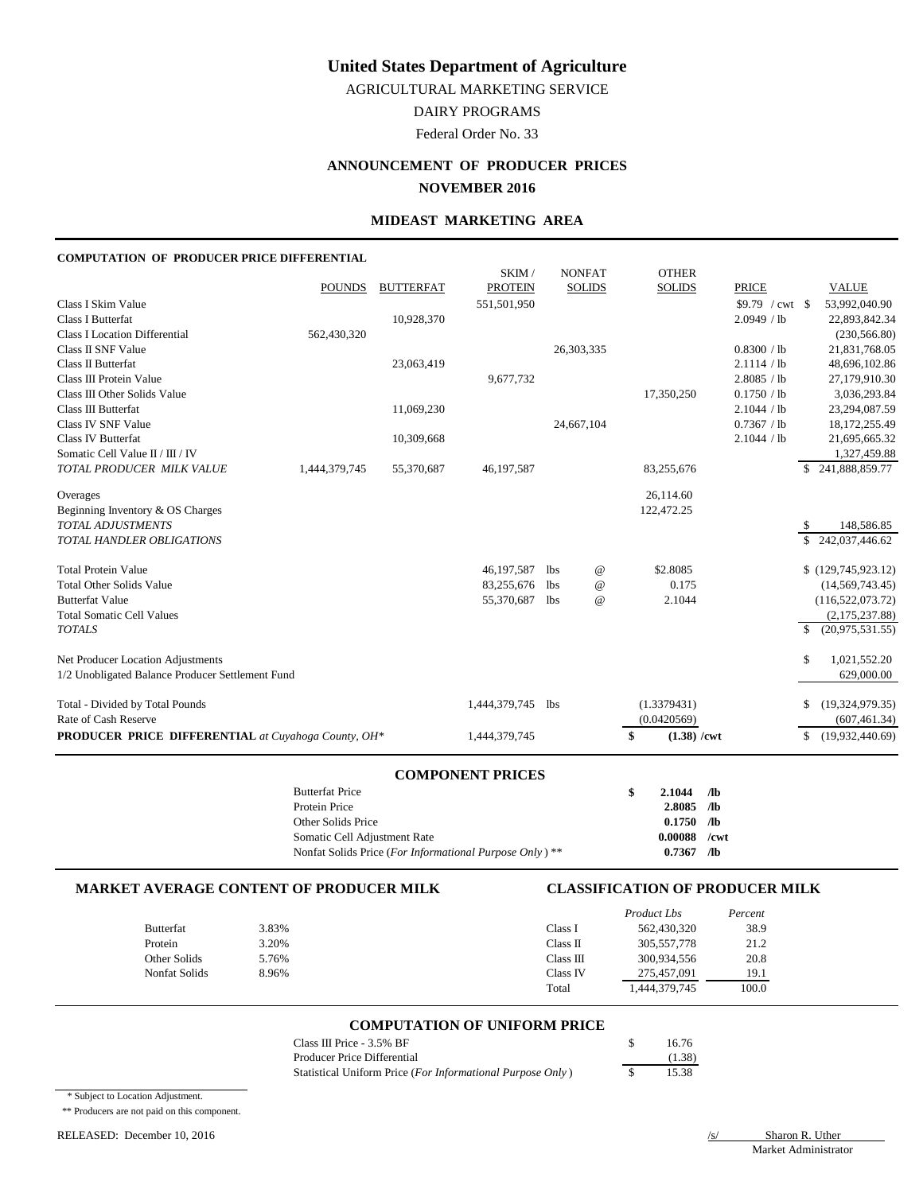# United States Department of Agriculture

AGRICULTURAL MARKETING SERVICE

DAIRY PROGRAMS

Federal Order No. 33

## ANNOUNCEMENT OF PRODUCER PRICES

## NOVEMBER 2016

## MIDEAST MARKETING AREA

### COMPUTATION OF PRODUCER PRICE DIFFERENTIAL

| | POUNDS | BUTTERFAT | SKIM / PROTEIN | NONFAT SOLIDS | OTHER SOLIDS | PRICE | VALUE |
|---|---|---|---|---|---|---|---|
| Class I Skim Value | | | 551,501,950 | | | \$9.79 / cwt | \$ 53,992,040.90 |
| Class I Butterfat | | 10,928,370 | | | | 2.0949 / lb | 22,893,842.34 |
| Class I Location Differential | 562,430,320 | | | | | | (230,566.80) |
| Class II SNF Value | | | | 26,303,335 | | 0.8300 / lb | 21,831,768.05 |
| Class II Butterfat | | 23,063,419 | | | | 2.1114 / lb | 48,696,102.86 |
| Class III Protein Value | | | 9,677,732 | | | 2.8085 / lb | 27,179,910.30 |
| Class III Other Solids Value | | | | | 17,350,250 | 0.1750 / lb | 3,036,293.84 |
| Class III Butterfat | | 11,069,230 | | | | 2.1044 / lb | 23,294,087.59 |
| Class IV SNF Value | | | | 24,667,104 | | 0.7367 / lb | 18,172,255.49 |
| Class IV Butterfat | | 10,309,668 | | | | 2.1044 / lb | 21,695,665.32 |
| Somatic Cell Value II / III / IV | | | | | | | 1,327,459.88 |
| *TOTAL PRODUCER MILK VALUE* | 1,444,379,745 | 55,370,687 | 46,197,587 | | 83,255,676 | | \$ 241,888,859.77 |
| Overages | | | | | 26,114.60 | | |
| Beginning Inventory & OS Charges | | | | | 122,472.25 | | |
| *TOTAL ADJUSTMENTS* | | | | | | | \$ 148,586.85 |
| *TOTAL HANDLER OBLIGATIONS* | | | | | | | \$ 242,037,446.62 |
| Total Protein Value | | | 46,197,587 | lbs @ | \$2.8085 | | \$ (129,745,923.12) |
| Total Other Solids Value | | | 83,255,676 | lbs @ | 0.175 | | (14,569,743.45) |
| Butterfat Value | | | 55,370,687 | lbs @ | 2.1044 | | (116,522,073.72) |
| Total Somatic Cell Values | | | | | | | (2,175,237.88) |
| *TOTALS* | | | | | | | \$ (20,975,531.55) |
| Net Producer Location Adjustments | | | | | | | \$ 1,021,552.20 |
| 1/2 Unobligated Balance Producer Settlement Fund | | | | | | | 629,000.00 |
| Total - Divided by Total Pounds | | | 1,444,379,745 | lbs | (1.3379431) | | \$ (19,324,979.35) |
| Rate of Cash Reserve | | | | | (0.0420569) | | (607,461.34) |
| **PRODUCER PRICE DIFFERENTIAL** *at Cuyahoga County, OH\** | | | 1,444,379,745 | | \$ (1.38) /cwt | | \$ (19,932,440.69) |

### COMPONENT PRICES

| | | |
|---|---|---|
| Butterfat Price | \$ 2.1044 | /lb |
| Protein Price | 2.8085 | /lb |
| Other Solids Price | 0.1750 | /lb |
| Somatic Cell Adjustment Rate | 0.00088 | /cwt |
| Nonfat Solids Price (*For Informational Purpose Only*) ** | 0.7367 | /lb |

### MARKET AVERAGE CONTENT OF PRODUCER MILK

| | |
|---|---|
| Butterfat | 3.83% |
| Protein | 3.20% |
| Other Solids | 5.76% |
| Nonfat Solids | 8.96% |

### CLASSIFICATION OF PRODUCER MILK

| | *Product Lbs* | *Percent* |
|---|---|---|
| Class I | 562,430,320 | 38.9 |
| Class II | 305,557,778 | 21.2 |
| Class III | 300,934,556 | 20.8 |
| Class IV | 275,457,091 | 19.1 |
| Total | 1,444,379,745 | 100.0 |

### COMPUTATION OF UNIFORM PRICE

| | |
|---|---|
| Class III Price - 3.5% BF | \$ 16.76 |
| Producer Price Differential | (1.38) |
| Statistical Uniform Price (*For Informational Purpose Only*) | \$ 15.38 |

\* Subject to Location Adjustment.

\*\* Producers are not paid on this component.

RELEASED: December 10, 2016

/s/ Sharon R. Uther
Market Administrator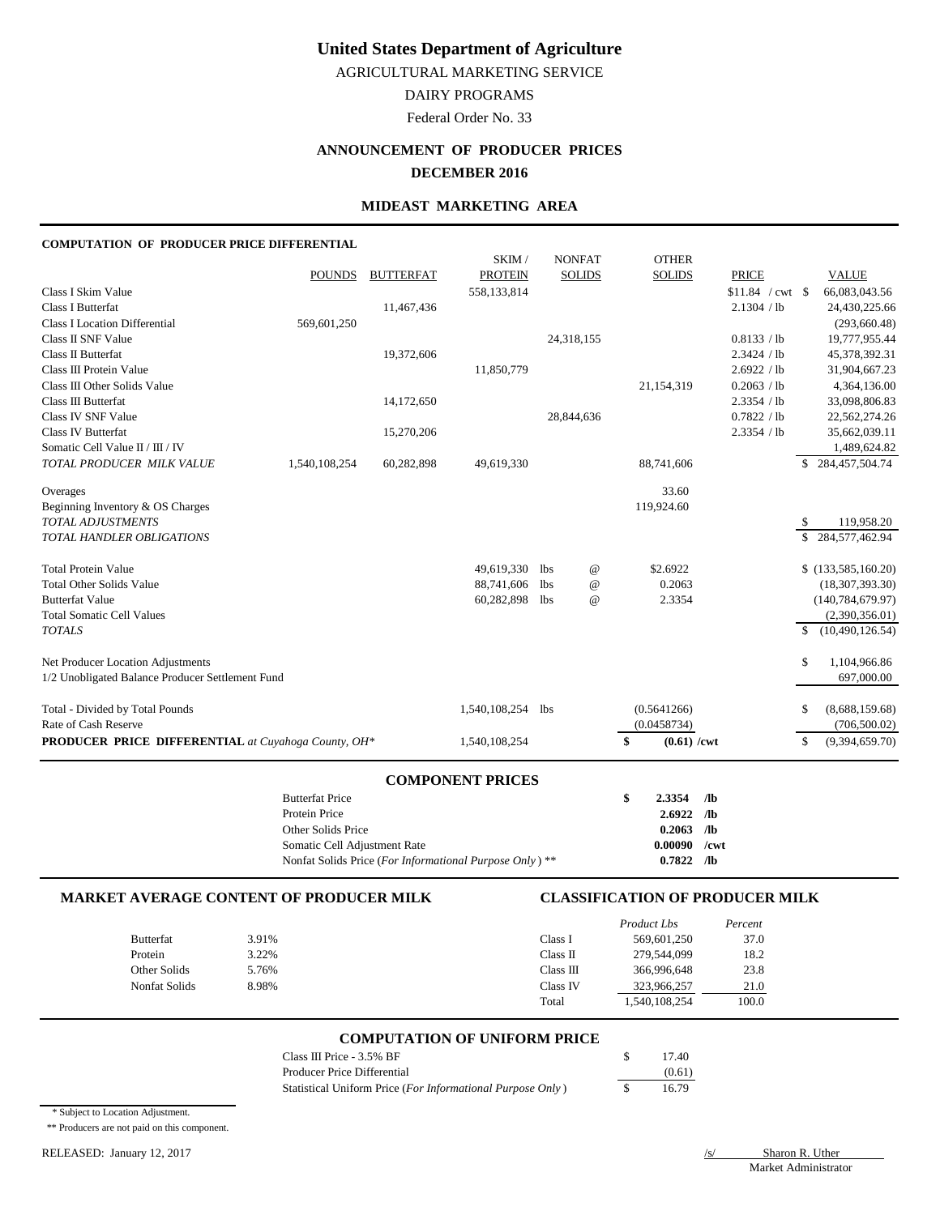# United States Department of Agriculture

AGRICULTURAL MARKETING SERVICE

DAIRY PROGRAMS

Federal Order No. 33

## ANNOUNCEMENT OF PRODUCER PRICES

## DECEMBER 2016

### MIDEAST MARKETING AREA

**COMPUTATION OF PRODUCER PRICE DIFFERENTIAL**

| | POUNDS | BUTTERFAT | SKIM / PROTEIN | NONFAT SOLIDS | OTHER SOLIDS | PRICE | VALUE |
|---|---|---|---|---|---|---|---|
| Class I Skim Value | | | 558,133,814 | | | $11.84 / cwt | $ 66,083,043.56 |
| Class I Butterfat | | 11,467,436 | | | | 2.1304 / lb | 24,430,225.66 |
| Class I Location Differential | 569,601,250 | | | | | | (293,660.48) |
| Class II SNF Value | | | | 24,318,155 | | 0.8133 / lb | 19,777,955.44 |
| Class II Butterfat | | 19,372,606 | | | | 2.3424 / lb | 45,378,392.31 |
| Class III Protein Value | | | 11,850,779 | | | 2.6922 / lb | 31,904,667.23 |
| Class III Other Solids Value | | | | | 21,154,319 | 0.2063 / lb | 4,364,136.00 |
| Class III Butterfat | | 14,172,650 | | | | 2.3354 / lb | 33,098,806.83 |
| Class IV SNF Value | | | | 28,844,636 | | 0.7822 / lb | 22,562,274.26 |
| Class IV Butterfat | | 15,270,206 | | | | 2.3354 / lb | 35,662,039.11 |
| Somatic Cell Value II / III / IV | | | | | | | 1,489,624.82 |
| *TOTAL PRODUCER MILK VALUE* | 1,540,108,254 | 60,282,898 | 49,619,330 | | 88,741,606 | | $ 284,457,504.74 |
| Overages | | | | | 33.60 | | |
| Beginning Inventory & OS Charges | | | | | 119,924.60 | | |
| *TOTAL ADJUSTMENTS* | | | | | | | $ 119,958.20 |
| *TOTAL HANDLER OBLIGATIONS* | | | | | | | $ 284,577,462.94 |
| Total Protein Value | | | 49,619,330 | lbs @ | $2.6922 | | $ (133,585,160.20) |
| Total Other Solids Value | | | 88,741,606 | lbs @ | 0.2063 | | (18,307,393.30) |
| Butterfat Value | | | 60,282,898 | lbs @ | 2.3354 | | (140,784,679.97) |
| Total Somatic Cell Values | | | | | | | (2,390,356.01) |
| *TOTALS* | | | | | | | $ (10,490,126.54) |
| Net Producer Location Adjustments | | | | | | | $ 1,104,966.86 |
| 1/2 Unobligated Balance Producer Settlement Fund | | | | | | | 697,000.00 |
| Total - Divided by Total Pounds | | | 1,540,108,254 | lbs | (0.5641266) | | $ (8,688,159.68) |
| Rate of Cash Reserve | | | | | (0.0458734) | | (706,500.02) |
| **PRODUCER PRICE DIFFERENTIAL** *at Cuyahoga County, OH\** | | | 1,540,108,254 | | **$ (0.61) /cwt** | | $ (9,394,659.70) |

### COMPONENT PRICES

| | | |
|---|---|---|
| Butterfat Price | **$ 2.3354** | **/lb** |
| Protein Price | **2.6922** | **/lb** |
| Other Solids Price | **0.2063** | **/lb** |
| Somatic Cell Adjustment Rate | **0.00090** | **/cwt** |
| Nonfat Solids Price (*For Informational Purpose Only*) ** | **0.7822** | **/lb** |

### MARKET AVERAGE CONTENT OF PRODUCER MILK

| | |
|---|---|
| Butterfat | 3.91% |
| Protein | 3.22% |
| Other Solids | 5.76% |
| Nonfat Solids | 8.98% |

### CLASSIFICATION OF PRODUCER MILK

| | *Product Lbs* | *Percent* |
|---|---|---|
| Class I | 569,601,250 | 37.0 |
| Class II | 279,544,099 | 18.2 |
| Class III | 366,996,648 | 23.8 |
| Class IV | 323,966,257 | 21.0 |
| Total | 1,540,108,254 | 100.0 |

### COMPUTATION OF UNIFORM PRICE

| | |
|---|---|
| Class III Price - 3.5% BF | $ 17.40 |
| Producer Price Differential | (0.61) |
| Statistical Uniform Price (*For Informational Purpose Only*) | $ 16.79 |

\* Subject to Location Adjustment.

** Producers are not paid on this component.

RELEASED: January 12, 2017

/s/ Sharon R. Uther
Market Administrator